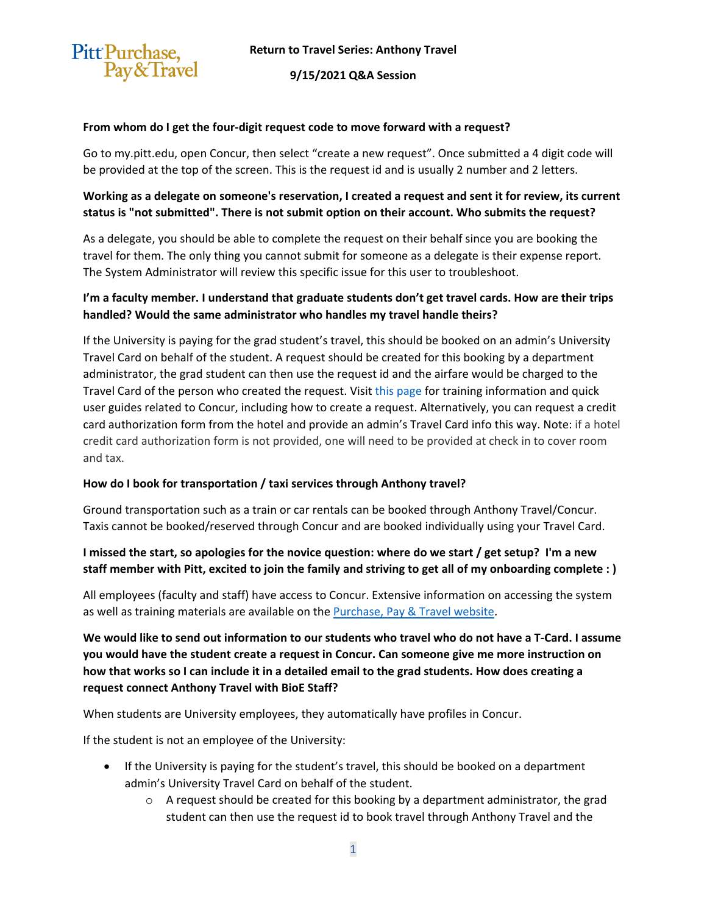**Return to Travel Series: Anthony Travel**

**9/15/2021 Q&A Session**

**From whom do I get the four-digit request code to move forward with a request?**

Go to my.pitt.edu, open Concur, then select "create a new request". Once submitted a 4 digit code will be provided at the top of the screen. This is the request id and is usually 2 number and 2 letters.

**Working as a delegate on someone's reservation, I created a request and sent it for review, its current status is "not submitted". There is not submit option on their account. Who submits the request?**

As a delegate, you should be able to complete the request on their behalf since you are booking the travel for them. The only thing you cannot submit for someone as a delegate is their expense report. The System Administrator will review this specific issue for this user to troubleshoot.

**I'm a faculty member. I understand that graduate students don't get travel cards. How are their trips handled? Would the same administrator who handles my travel handle theirs?**

If the University is paying for the grad student's travel, this should be booked on an admin's University Travel Card on behalf of the student. A request should be created for this booking by a department administrator, the grad student can then use the request id and the airfare would be charged to the Travel Card of the person who created the request. Visit this page for training information and quick user guides related to Concur, including how to create a request. Alternatively, you can request a credit card authorization form from the hotel and provide an admin's Travel Card info this way. Note: if a hotel credit card authorization form is not provided, one will need to be provided at check in to cover room and tax.

**How do I book for transportation / taxi services through Anthony travel?**

Ground transportation such as a train or car rentals can be booked through Anthony Travel/Concur. Taxis cannot be booked/reserved through Concur and are booked individually using your Travel Card.

**I missed the start, so apologies for the novice question: where do we start / get setup? I'm a new staff member with Pitt, excited to join the family and striving to get all of my onboarding complete : )**

All employees (faculty and staff) have access to Concur. Extensive information on accessing the system as well as training materials are available on the Purchase, Pay & Travel website.

**We would like to send out information to our students who travel who do not have a T-Card. I assume you would have the student create a request in Concur. Can someone give me more instruction on how that works so I can include it in a detailed email to the grad students. How does creating a request connect Anthony Travel with BioE Staff?**

When students are University employees, they automatically have profiles in Concur.

If the student is not an employee of the University:

- If the University is paying for the student's travel, this should be booked on a department admin's University Travel Card on behalf of the student.
  - A request should be created for this booking by a department administrator, the grad student can then use the request id to book travel through Anthony Travel and the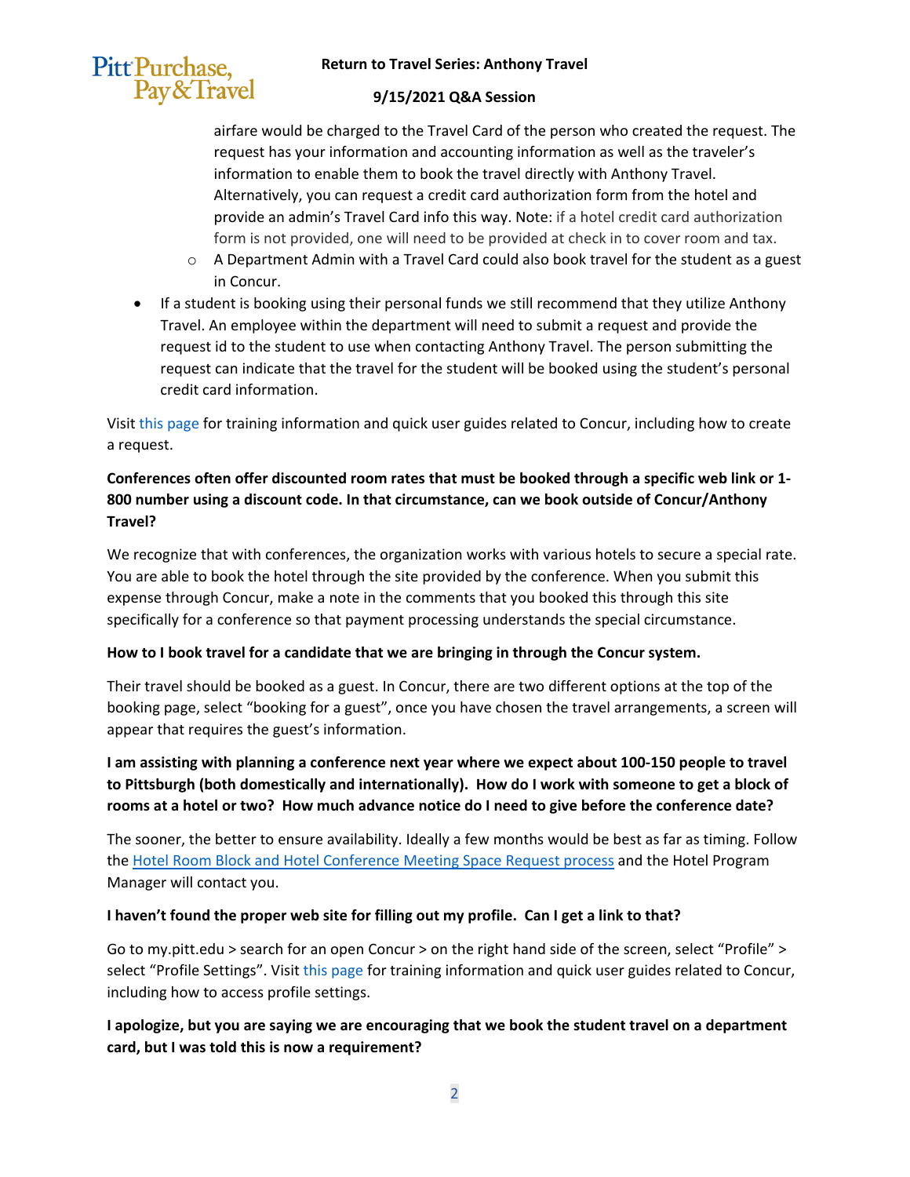airfare would be charged to the Travel Card of the person who created the request. The request has your information and accounting information as well as the traveler's information to enable them to book the travel directly with Anthony Travel. Alternatively, you can request a credit card authorization form from the hotel and provide an admin's Travel Card info this way. Note: if a hotel credit card authorization form is not provided, one will need to be provided at check in to cover room and tax.
    - A Department Admin with a Travel Card could also book travel for the student as a guest in Concur.
- If a student is booking using their personal funds we still recommend that they utilize Anthony Travel. An employee within the department will need to submit a request and provide the request id to the student to use when contacting Anthony Travel. The person submitting the request can indicate that the travel for the student will be booked using the student's personal credit card information.

Visit this page for training information and quick user guides related to Concur, including how to create a request.

**Conferences often offer discounted room rates that must be booked through a specific web link or 1-800 number using a discount code. In that circumstance, can we book outside of Concur/Anthony Travel?**

We recognize that with conferences, the organization works with various hotels to secure a special rate. You are able to book the hotel through the site provided by the conference. When you submit this expense through Concur, make a note in the comments that you booked this through this site specifically for a conference so that payment processing understands the special circumstance.

**How to I book travel for a candidate that we are bringing in through the Concur system.**

Their travel should be booked as a guest. In Concur, there are two different options at the top of the booking page, select "booking for a guest", once you have chosen the travel arrangements, a screen will appear that requires the guest's information.

**I am assisting with planning a conference next year where we expect about 100-150 people to travel to Pittsburgh (both domestically and internationally). How do I work with someone to get a block of rooms at a hotel or two? How much advance notice do I need to give before the conference date?**

The sooner, the better to ensure availability. Ideally a few months would be best as far as timing. Follow the Hotel Room Block and Hotel Conference Meeting Space Request process and the Hotel Program Manager will contact you.

**I haven't found the proper web site for filling out my profile. Can I get a link to that?**

Go to my.pitt.edu > search for an open Concur > on the right hand side of the screen, select "Profile" > select "Profile Settings". Visit this page for training information and quick user guides related to Concur, including how to access profile settings.

**I apologize, but you are saying we are encouraging that we book the student travel on a department card, but I was told this is now a requirement?**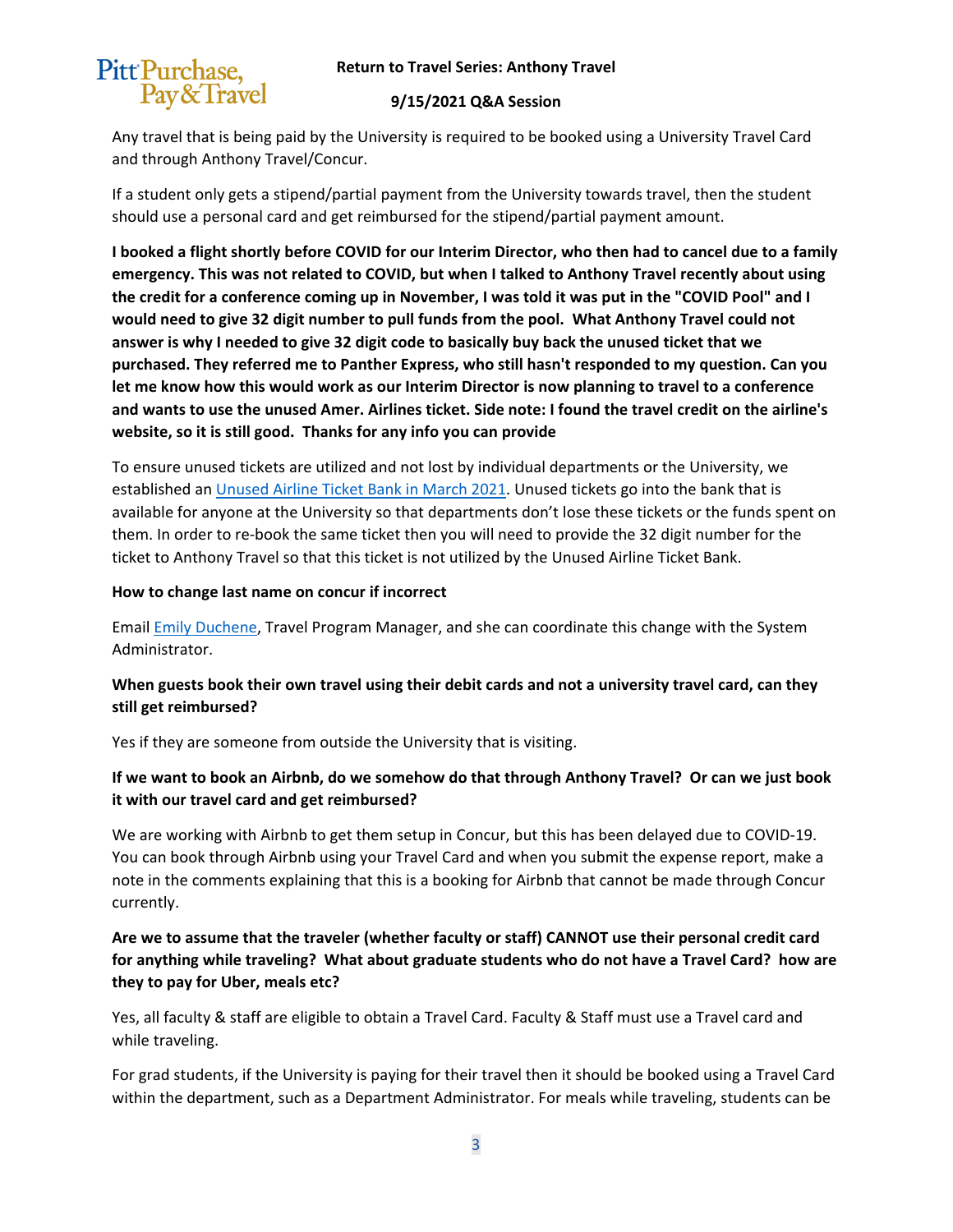Any travel that is being paid by the University is required to be booked using a University Travel Card and through Anthony Travel/Concur.

If a student only gets a stipend/partial payment from the University towards travel, then the student should use a personal card and get reimbursed for the stipend/partial payment amount.

**I booked a flight shortly before COVID for our Interim Director, who then had to cancel due to a family emergency. This was not related to COVID, but when I talked to Anthony Travel recently about using the credit for a conference coming up in November, I was told it was put in the "COVID Pool" and I would need to give 32 digit number to pull funds from the pool. What Anthony Travel could not answer is why I needed to give 32 digit code to basically buy back the unused ticket that we purchased. They referred me to Panther Express, who still hasn't responded to my question. Can you let me know how this would work as our Interim Director is now planning to travel to a conference and wants to use the unused Amer. Airlines ticket. Side note: I found the travel credit on the airline's website, so it is still good. Thanks for any info you can provide**

To ensure unused tickets are utilized and not lost by individual departments or the University, we established an Unused Airline Ticket Bank in March 2021. Unused tickets go into the bank that is available for anyone at the University so that departments don't lose these tickets or the funds spent on them. In order to re-book the same ticket then you will need to provide the 32 digit number for the ticket to Anthony Travel so that this ticket is not utilized by the Unused Airline Ticket Bank.

**How to change last name on concur if incorrect**

Email Emily Duchene, Travel Program Manager, and she can coordinate this change with the System Administrator.

**When guests book their own travel using their debit cards and not a university travel card, can they still get reimbursed?**

Yes if they are someone from outside the University that is visiting.

**If we want to book an Airbnb, do we somehow do that through Anthony Travel? Or can we just book it with our travel card and get reimbursed?**

We are working with Airbnb to get them setup in Concur, but this has been delayed due to COVID-19. You can book through Airbnb using your Travel Card and when you submit the expense report, make a note in the comments explaining that this is a booking for Airbnb that cannot be made through Concur currently.

**Are we to assume that the traveler (whether faculty or staff) CANNOT use their personal credit card for anything while traveling? What about graduate students who do not have a Travel Card? how are they to pay for Uber, meals etc?**

Yes, all faculty & staff are eligible to obtain a Travel Card. Faculty & Staff must use a Travel card and while traveling.

For grad students, if the University is paying for their travel then it should be booked using a Travel Card within the department, such as a Department Administrator. For meals while traveling, students can be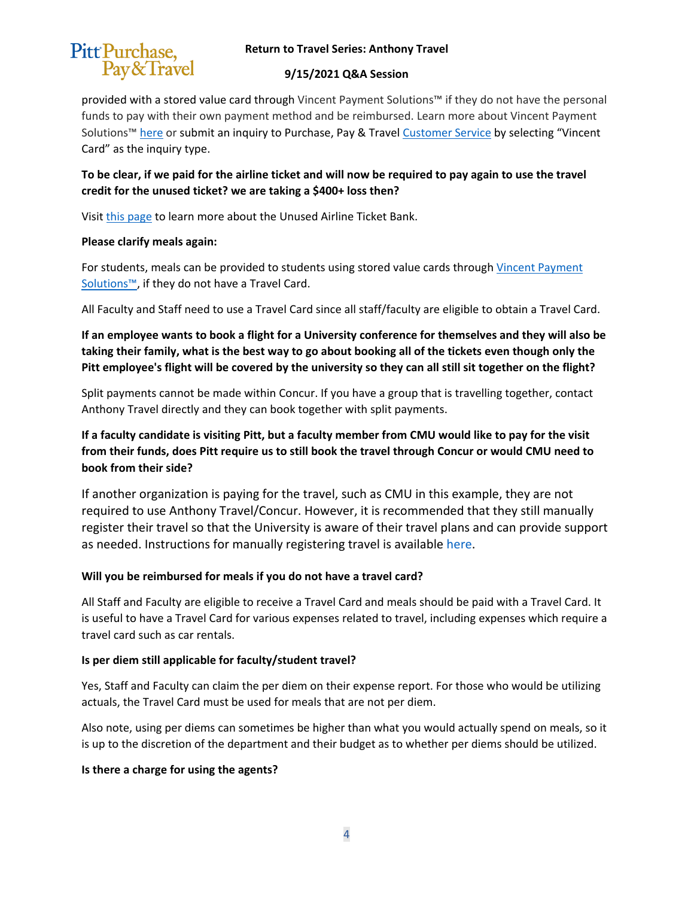provided with a stored value card through Vincent Payment Solutions™ if they do not have the personal funds to pay with their own payment method and be reimbursed. Learn more about Vincent Payment Solutions™ here or submit an inquiry to Purchase, Pay & Travel Customer Service by selecting "Vincent Card" as the inquiry type.

**To be clear, if we paid for the airline ticket and will now be required to pay again to use the travel credit for the unused ticket? we are taking a $400+ loss then?**

Visit this page to learn more about the Unused Airline Ticket Bank.

**Please clarify meals again:**

For students, meals can be provided to students using stored value cards through Vincent Payment Solutions™, if they do not have a Travel Card.

All Faculty and Staff need to use a Travel Card since all staff/faculty are eligible to obtain a Travel Card.

**If an employee wants to book a flight for a University conference for themselves and they will also be taking their family, what is the best way to go about booking all of the tickets even though only the Pitt employee's flight will be covered by the university so they can all still sit together on the flight?**

Split payments cannot be made within Concur. If you have a group that is travelling together, contact Anthony Travel directly and they can book together with split payments.

**If a faculty candidate is visiting Pitt, but a faculty member from CMU would like to pay for the visit from their funds, does Pitt require us to still book the travel through Concur or would CMU need to book from their side?**

If another organization is paying for the travel, such as CMU in this example, they are not required to use Anthony Travel/Concur. However, it is recommended that they still manually register their travel so that the University is aware of their travel plans and can provide support as needed. Instructions for manually registering travel is available here.

**Will you be reimbursed for meals if you do not have a travel card?**

All Staff and Faculty are eligible to receive a Travel Card and meals should be paid with a Travel Card. It is useful to have a Travel Card for various expenses related to travel, including expenses which require a travel card such as car rentals.

**Is per diem still applicable for faculty/student travel?**

Yes, Staff and Faculty can claim the per diem on their expense report. For those who would be utilizing actuals, the Travel Card must be used for meals that are not per diem.

Also note, using per diems can sometimes be higher than what you would actually spend on meals, so it is up to the discretion of the department and their budget as to whether per diems should be utilized.

**Is there a charge for using the agents?**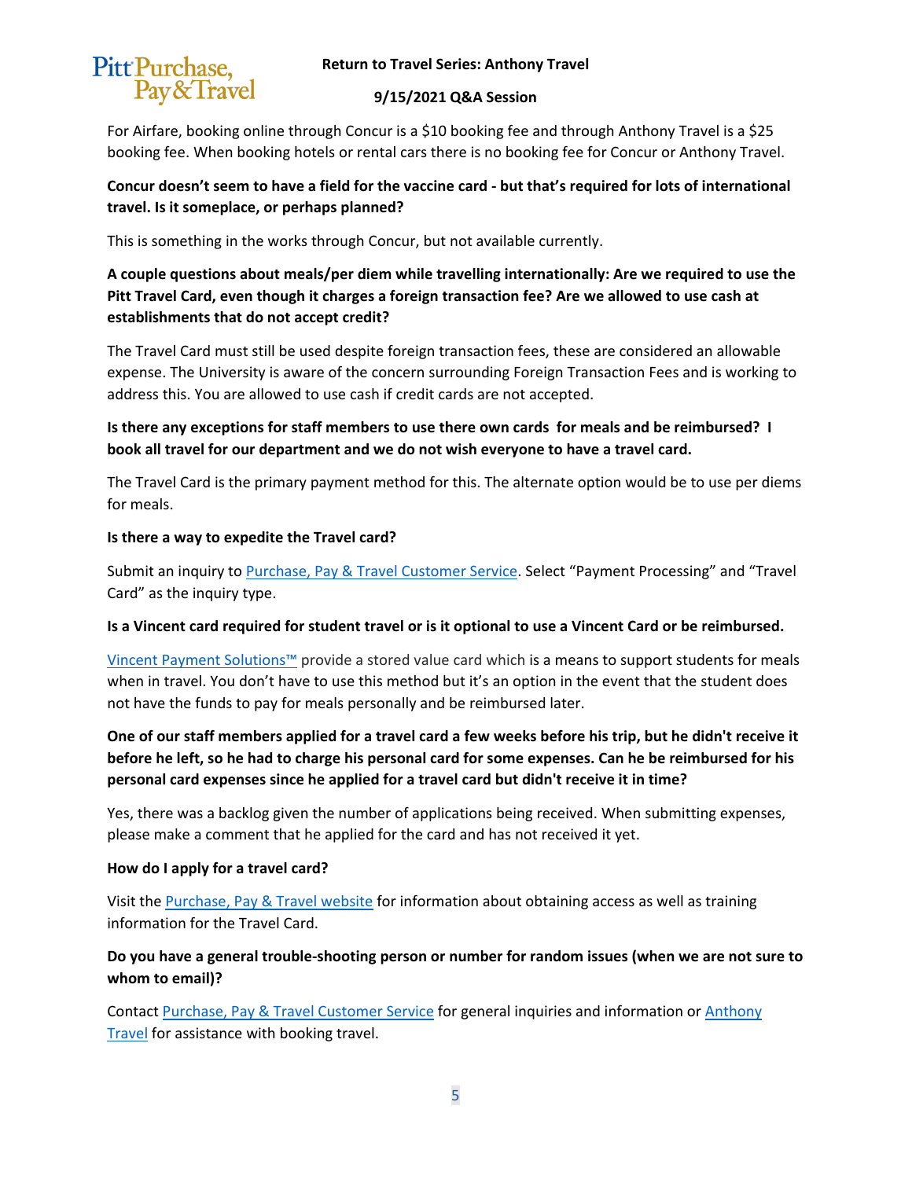For Airfare, booking online through Concur is a $10 booking fee and through Anthony Travel is a $25 booking fee. When booking hotels or rental cars there is no booking fee for Concur or Anthony Travel.

**Concur doesn't seem to have a field for the vaccine card - but that's required for lots of international travel. Is it someplace, or perhaps planned?**

This is something in the works through Concur, but not available currently.

**A couple questions about meals/per diem while travelling internationally: Are we required to use the Pitt Travel Card, even though it charges a foreign transaction fee? Are we allowed to use cash at establishments that do not accept credit?**

The Travel Card must still be used despite foreign transaction fees, these are considered an allowable expense. The University is aware of the concern surrounding Foreign Transaction Fees and is working to address this. You are allowed to use cash if credit cards are not accepted.

**Is there any exceptions for staff members to use there own cards for meals and be reimbursed? I book all travel for our department and we do not wish everyone to have a travel card.**

The Travel Card is the primary payment method for this. The alternate option would be to use per diems for meals.

**Is there a way to expedite the Travel card?**

Submit an inquiry to Purchase, Pay & Travel Customer Service. Select "Payment Processing" and "Travel Card" as the inquiry type.

**Is a Vincent card required for student travel or is it optional to use a Vincent Card or be reimbursed.**

Vincent Payment Solutions™ provide a stored value card which is a means to support students for meals when in travel. You don't have to use this method but it's an option in the event that the student does not have the funds to pay for meals personally and be reimbursed later.

**One of our staff members applied for a travel card a few weeks before his trip, but he didn't receive it before he left, so he had to charge his personal card for some expenses. Can he be reimbursed for his personal card expenses since he applied for a travel card but didn't receive it in time?**

Yes, there was a backlog given the number of applications being received. When submitting expenses, please make a comment that he applied for the card and has not received it yet.

**How do I apply for a travel card?**

Visit the Purchase, Pay & Travel website for information about obtaining access as well as training information for the Travel Card.

**Do you have a general trouble-shooting person or number for random issues (when we are not sure to whom to email)?**

Contact Purchase, Pay & Travel Customer Service for general inquiries and information or Anthony Travel for assistance with booking travel.